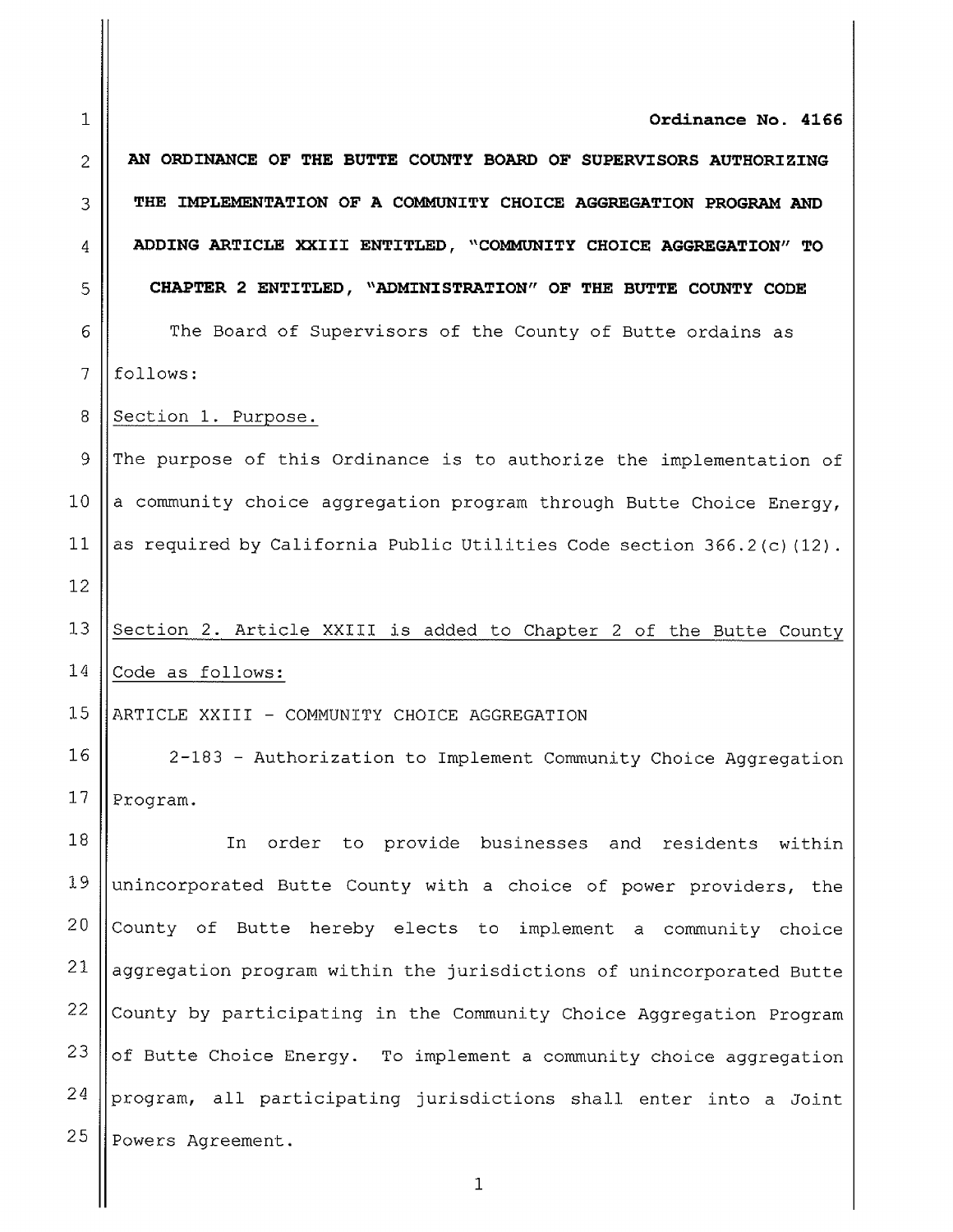**Ordinance No. 4166**

**AN ORDINANCE OF THE BUTTE COUNTY BOARD OF SUPERVISORS AUTHORIZING THE IMPLEMENTATION OF A COMMUNITY CHOICE AGGREGATION PROGRAM AND ADDING ARTICLE XXIII ENTITLED, "COMMUNITY CHOICE AGGREGATION" TO CHAPTER 2 ENTITLED, "ADMINISTRATION" OF THE BUTTE COUNTY CODE**

The Board of Supervisors of the County of Butte ordains as follows:

Section 1. Purpose.

The purpose of this Ordinance is to authorize the implementation of a community choice aggregation program through Butte Choice Energy, as required by California Public Utilities Code section 366.2(c)(12).

Section 2. Article XXIII is added to Chapter 2 of the Butte County Code as follows:

ARTICLE XXIII - COMMUNITY CHOICE AGGREGATION

2-183 - Authorization to Implement Community Choice Aggregation Program.

In order to provide businesses and residents within unincorporated Butte County with a choice of power providers, the County of Butte hereby elects to implement a community choice aggregation program within the jurisdictions of unincorporated Butte County by participating in the Community Choice Aggregation Program of Butte Choice Energy. To implement a community choice aggregation program, all participating jurisdictions shall enter into a Joint Powers Agreement.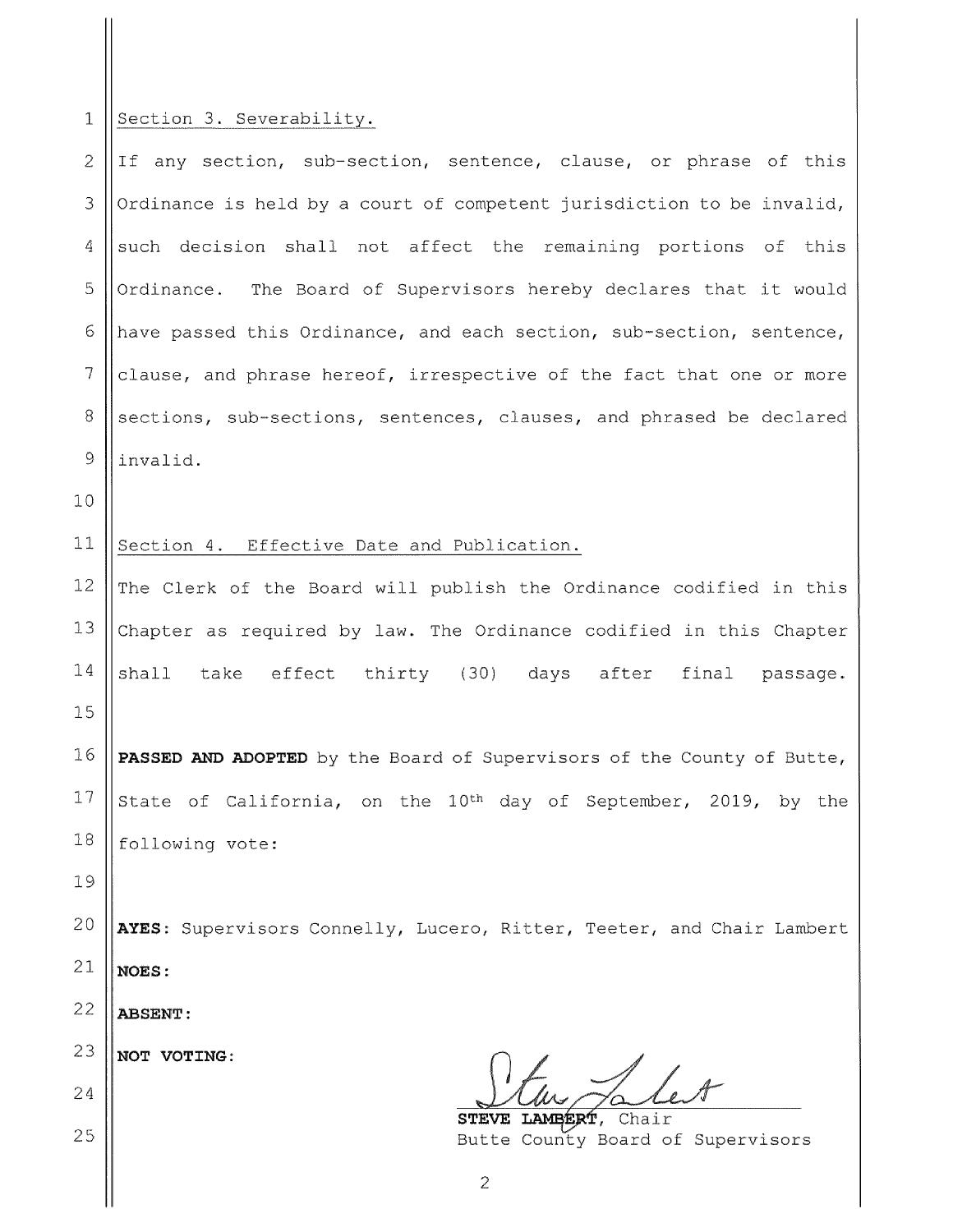Section 3. Severability.

If any section, sub-section, sentence, clause, or phrase of this Ordinance is held by a court of competent jurisdiction to be invalid, such decision shall not affect the remaining portions of this Ordinance. The Board of Supervisors hereby declares that it would have passed this Ordinance, and each section, sub-section, sentence, clause, and phrase hereof, irrespective of the fact that one or more sections, sub-sections, sentences, clauses, and phrased be declared invalid.

Section 4. Effective Date and Publication.

The Clerk of the Board will publish the Ordinance codified in this Chapter as required by law. The Ordinance codified in this Chapter shall take effect thirty (30) days after final passage.

**PASSED AND ADOPTED** by the Board of Supervisors of the County of Butte, State of California, on the 10th day of September, 2019, by the following vote:

**AYES**: Supervisors Connelly, Lucero, Ritter, Teeter, and Chair Lambert

**NOES**:

**ABSENT**:

**NOT VOTING**:

**STEVE LAMBERT**, Chair
Butte County Board of Supervisors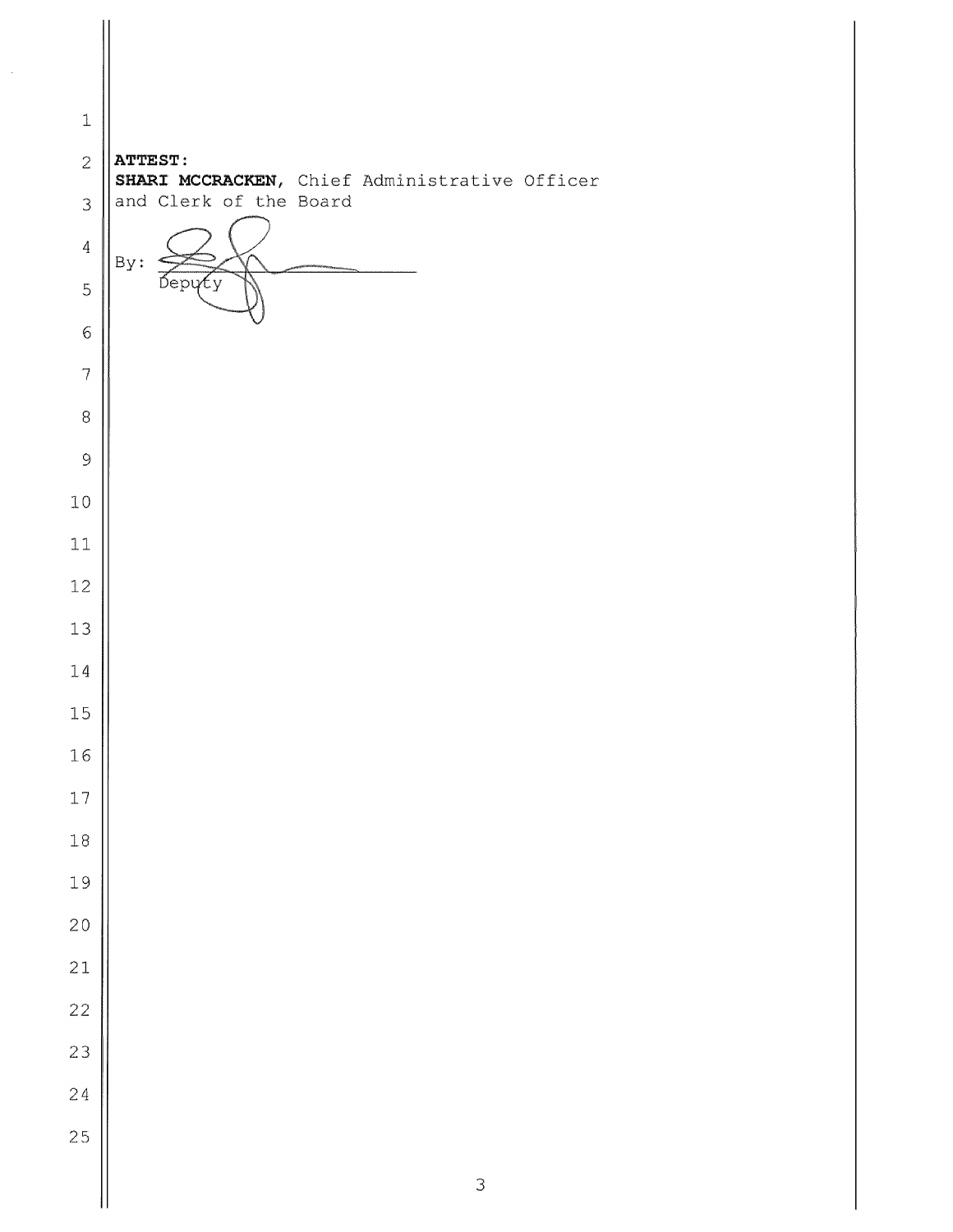**ATTEST:**
**SHARI MCCRACKEN**, Chief Administrative Officer
and Clerk of the Board

By: \_\_\_\_\_\_\_\_\_\_\_\_\_\_\_\_\_\_\_\_\_\_\_\_\_\_\_\_
Deputy